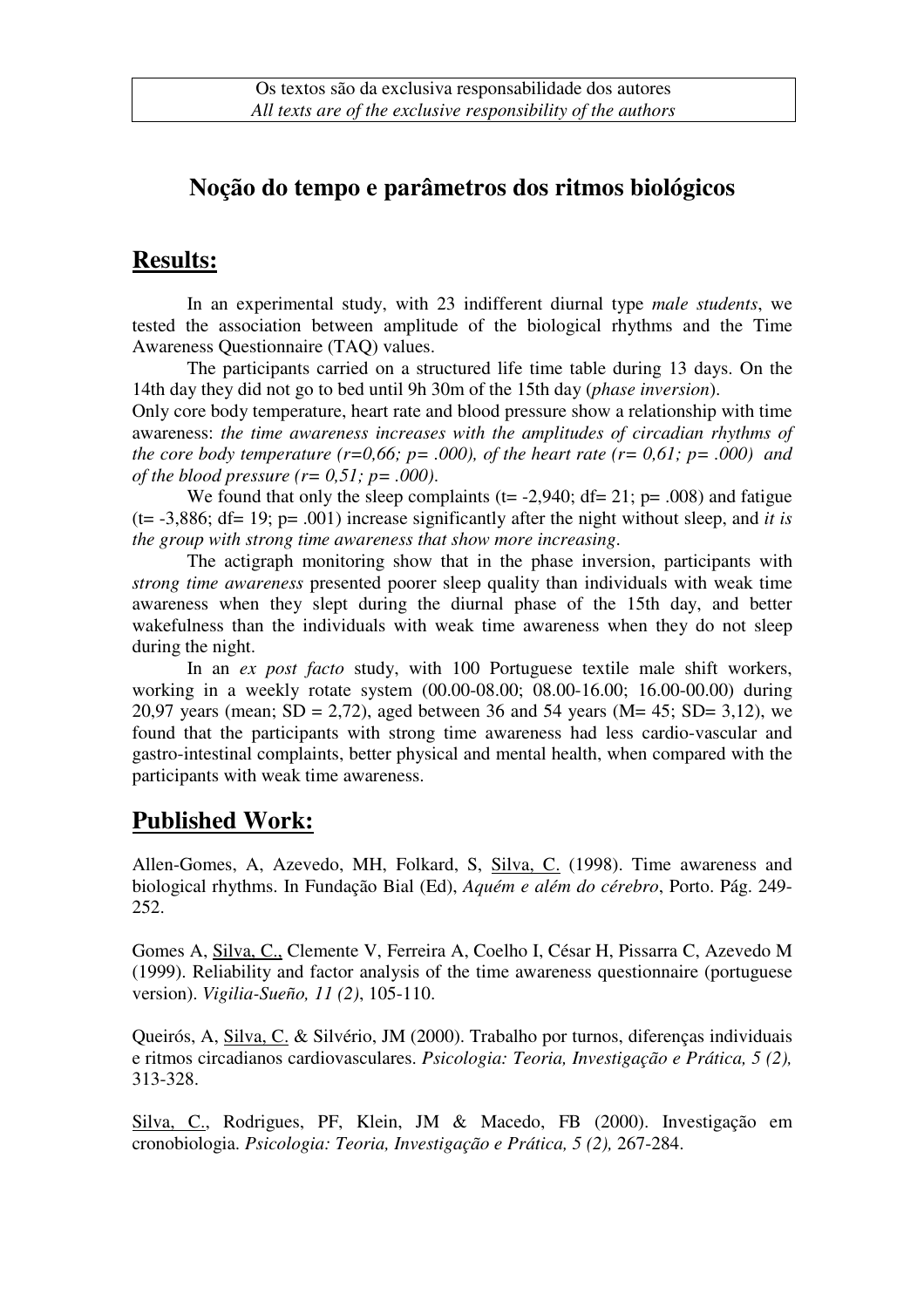Os textos são da exclusiva responsabilidade dos autores
*All texts are of the exclusive responsibility of the authors*

# Noção do tempo e parâmetros dos ritmos biológicos

## Results:

In an experimental study, with 23 indifferent diurnal type *male students*, we tested the association between amplitude of the biological rhythms and the Time Awareness Questionnaire (TAQ) values.

The participants carried on a structured life time table during 13 days. On the 14th day they did not go to bed until 9h 30m of the 15th day (*phase inversion*).
Only core body temperature, heart rate and blood pressure show a relationship with time awareness: *the time awareness increases with the amplitudes of circadian rhythms of the core body temperature ($r=0,66$; $p= .000$), of the heart rate ($r= 0,61$; $p= .000$) and of the blood pressure ($r= 0,51$; $p= .000$).*

We found that only the sleep complaints ($t= -2,940$; $df= 21$; $p= .008$) and fatigue ($t= -3,886$; $df= 19$; $p= .001$) increase significantly after the night without sleep, and *it is the group with strong time awareness that show more increasing*.

The actigraph monitoring show that in the phase inversion, participants with *strong time awareness* presented poorer sleep quality than individuals with weak time awareness when they slept during the diurnal phase of the 15th day, and better wakefulness than the individuals with weak time awareness when they do not sleep during the night.

In an *ex post facto* study, with 100 Portuguese textile male shift workers, working in a weekly rotate system (00.00-08.00; 08.00-16.00; 16.00-00.00) during 20,97 years (mean; SD = 2,72), aged between 36 and 54 years (M= 45; SD= 3,12), we found that the participants with strong time awareness had less cardio-vascular and gastro-intestinal complaints, better physical and mental health, when compared with the participants with weak time awareness.

## Published Work:

Allen-Gomes, A, Azevedo, MH, Folkard, S, Silva, C. (1998). Time awareness and biological rhythms. In Fundação Bial (Ed), *Aquém e além do cérebro*, Porto. Pág. 249-252.

Gomes A, Silva, C., Clemente V, Ferreira A, Coelho I, César H, Pissarra C, Azevedo M (1999). Reliability and factor analysis of the time awareness questionnaire (portuguese version). *Vigilia-Sueño, 11 (2)*, 105-110.

Queirós, A, Silva, C. & Silvério, JM (2000). Trabalho por turnos, diferenças individuais e ritmos circadianos cardiovasculares. *Psicologia: Teoria, Investigação e Prática, 5 (2),* 313-328.

Silva, C., Rodrigues, PF, Klein, JM & Macedo, FB (2000). Investigação em cronobiologia. *Psicologia: Teoria, Investigação e Prática, 5 (2),* 267-284.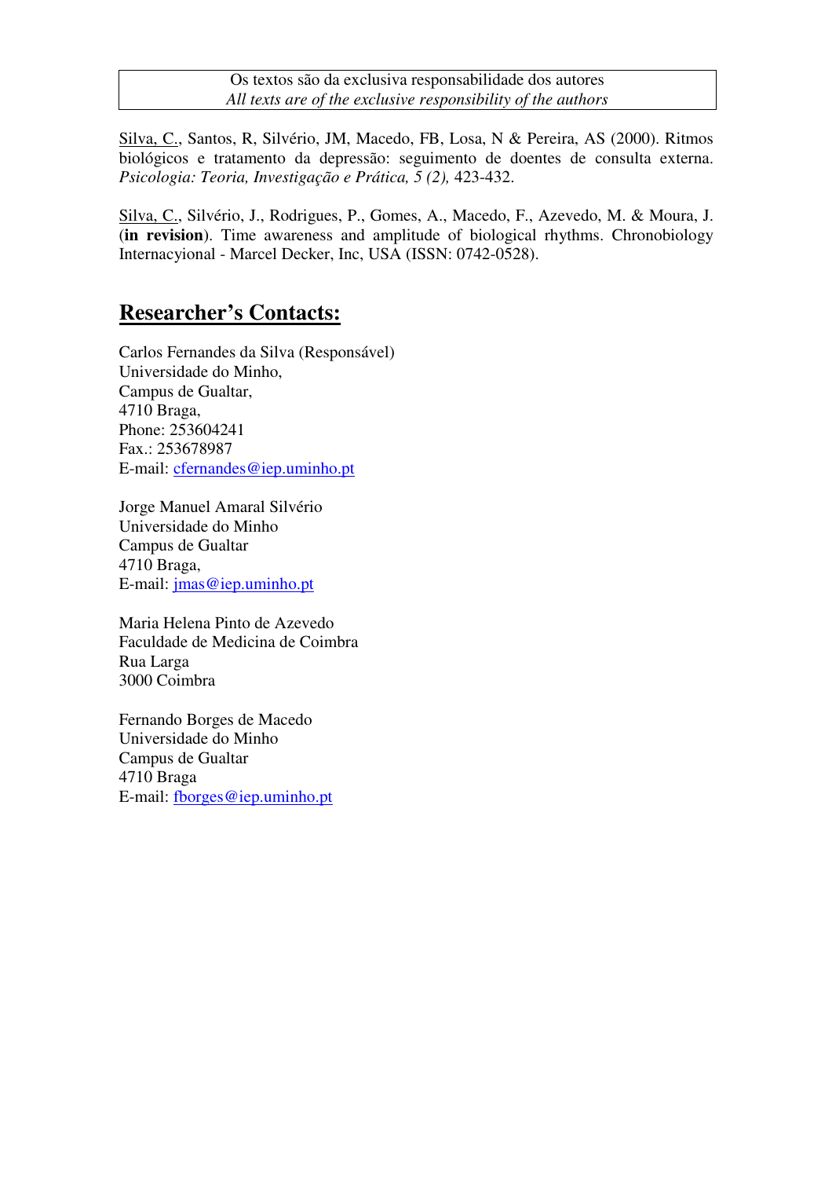Os textos são da exclusiva responsabilidade dos autores
*All texts are of the exclusive responsibility of the authors*

Silva, C., Santos, R, Silvério, JM, Macedo, FB, Losa, N & Pereira, AS (2000). Ritmos biológicos e tratamento da depressão: seguimento de doentes de consulta externa. *Psicologia: Teoria, Investigação e Prática, 5 (2),* 423-432.

Silva, C., Silvério, J., Rodrigues, P., Gomes, A., Macedo, F., Azevedo, M. & Moura, J. (**in revision**). Time awareness and amplitude of biological rhythms. Chronobiology Internacyional - Marcel Decker, Inc, USA (ISSN: 0742-0528).

## Researcher's Contacts:

Carlos Fernandes da Silva (Responsável)
Universidade do Minho,
Campus de Gualtar,
4710 Braga,
Phone: 253604241
Fax.: 253678987
E-mail: cfernandes@iep.uminho.pt

Jorge Manuel Amaral Silvério
Universidade do Minho
Campus de Gualtar
4710 Braga,
E-mail: jmas@iep.uminho.pt

Maria Helena Pinto de Azevedo
Faculdade de Medicina de Coimbra
Rua Larga
3000 Coimbra

Fernando Borges de Macedo
Universidade do Minho
Campus de Gualtar
4710 Braga
E-mail: fborges@iep.uminho.pt